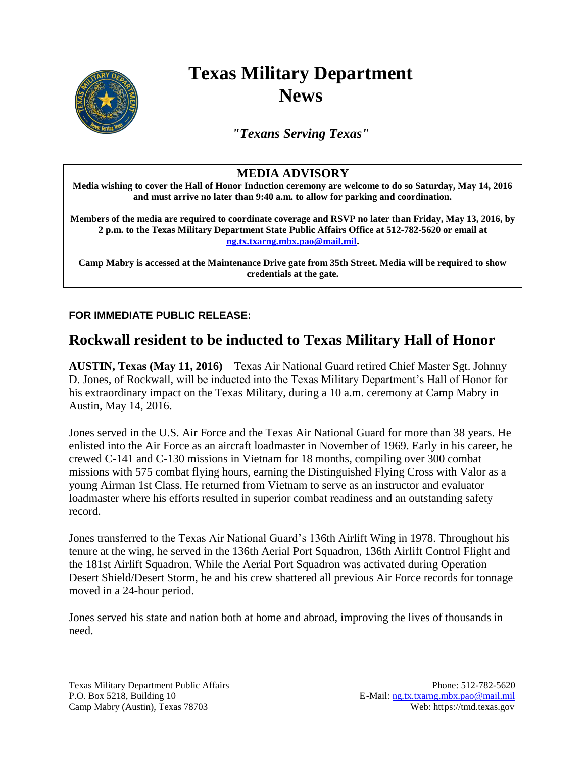# Texas Military Department News

*"Texans Serving Texas"*

## MEDIA ADVISORY

**Media wishing to cover the Hall of Honor Induction ceremony are welcome to do so Saturday, May 14, 2016 and must arrive no later than 9:40 a.m. to allow for parking and coordination.**

**Members of the media are required to coordinate coverage and RSVP no later than Friday, May 13, 2016, by 2 p.m. to the Texas Military Department State Public Affairs Office at 512-782-5620 or email at ng.tx.txarng.mbx.pao@mail.mil.**

**Camp Mabry is accessed at the Maintenance Drive gate from 35th Street. Media will be required to show credentials at the gate.**

**FOR IMMEDIATE PUBLIC RELEASE:**

## Rockwall resident to be inducted to Texas Military Hall of Honor

**AUSTIN, Texas (May 11, 2016)** – Texas Air National Guard retired Chief Master Sgt. Johnny D. Jones, of Rockwall, will be inducted into the Texas Military Department's Hall of Honor for his extraordinary impact on the Texas Military, during a 10 a.m. ceremony at Camp Mabry in Austin, May 14, 2016.

Jones served in the U.S. Air Force and the Texas Air National Guard for more than 38 years. He enlisted into the Air Force as an aircraft loadmaster in November of 1969. Early in his career, he crewed C-141 and C-130 missions in Vietnam for 18 months, compiling over 300 combat missions with 575 combat flying hours, earning the Distinguished Flying Cross with Valor as a young Airman 1st Class. He returned from Vietnam to serve as an instructor and evaluator loadmaster where his efforts resulted in superior combat readiness and an outstanding safety record.

Jones transferred to the Texas Air National Guard's 136th Airlift Wing in 1978. Throughout his tenure at the wing, he served in the 136th Aerial Port Squadron, 136th Airlift Control Flight and the 181st Airlift Squadron. While the Aerial Port Squadron was activated during Operation Desert Shield/Desert Storm, he and his crew shattered all previous Air Force records for tonnage moved in a 24-hour period.

Jones served his state and nation both at home and abroad, improving the lives of thousands in need.

Texas Military Department Public Affairs
P.O. Box 5218, Building 10
Camp Mabry (Austin), Texas 78703

Phone: 512-782-5620
E-Mail: ng.tx.txarng.mbx.pao@mail.mil
Web: https://tmd.texas.gov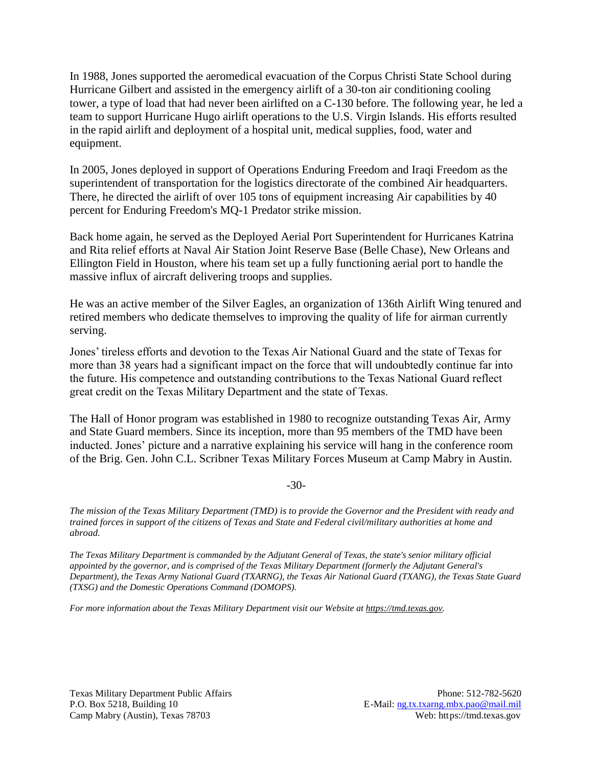In 1988, Jones supported the aeromedical evacuation of the Corpus Christi State School during Hurricane Gilbert and assisted in the emergency airlift of a 30-ton air conditioning cooling tower, a type of load that had never been airlifted on a C-130 before. The following year, he led a team to support Hurricane Hugo airlift operations to the U.S. Virgin Islands. His efforts resulted in the rapid airlift and deployment of a hospital unit, medical supplies, food, water and equipment.

In 2005, Jones deployed in support of Operations Enduring Freedom and Iraqi Freedom as the superintendent of transportation for the logistics directorate of the combined Air headquarters. There, he directed the airlift of over 105 tons of equipment increasing Air capabilities by 40 percent for Enduring Freedom's MQ-1 Predator strike mission.

Back home again, he served as the Deployed Aerial Port Superintendent for Hurricanes Katrina and Rita relief efforts at Naval Air Station Joint Reserve Base (Belle Chase), New Orleans and Ellington Field in Houston, where his team set up a fully functioning aerial port to handle the massive influx of aircraft delivering troops and supplies.

He was an active member of the Silver Eagles, an organization of 136th Airlift Wing tenured and retired members who dedicate themselves to improving the quality of life for airman currently serving.

Jones' tireless efforts and devotion to the Texas Air National Guard and the state of Texas for more than 38 years had a significant impact on the force that will undoubtedly continue far into the future. His competence and outstanding contributions to the Texas National Guard reflect great credit on the Texas Military Department and the state of Texas.

The Hall of Honor program was established in 1980 to recognize outstanding Texas Air, Army and State Guard members. Since its inception, more than 95 members of the TMD have been inducted. Jones' picture and a narrative explaining his service will hang in the conference room of the Brig. Gen. John C.L. Scribner Texas Military Forces Museum at Camp Mabry in Austin.

-30-

*The mission of the Texas Military Department (TMD) is to provide the Governor and the President with ready and trained forces in support of the citizens of Texas and State and Federal civil/military authorities at home and abroad.*

*The Texas Military Department is commanded by the Adjutant General of Texas, the state's senior military official appointed by the governor, and is comprised of the Texas Military Department (formerly the Adjutant General's Department), the Texas Army National Guard (TXARNG), the Texas Air National Guard (TXANG), the Texas State Guard (TXSG) and the Domestic Operations Command (DOMOPS).*

*For more information about the Texas Military Department visit our Website at https://tmd.texas.gov.*

Texas Military Department Public Affairs
P.O. Box 5218, Building 10
Camp Mabry (Austin), Texas 78703

Phone: 512-782-5620
E-Mail: ng.tx.txarng.mbx.pao@mail.mil
Web: https://tmd.texas.gov